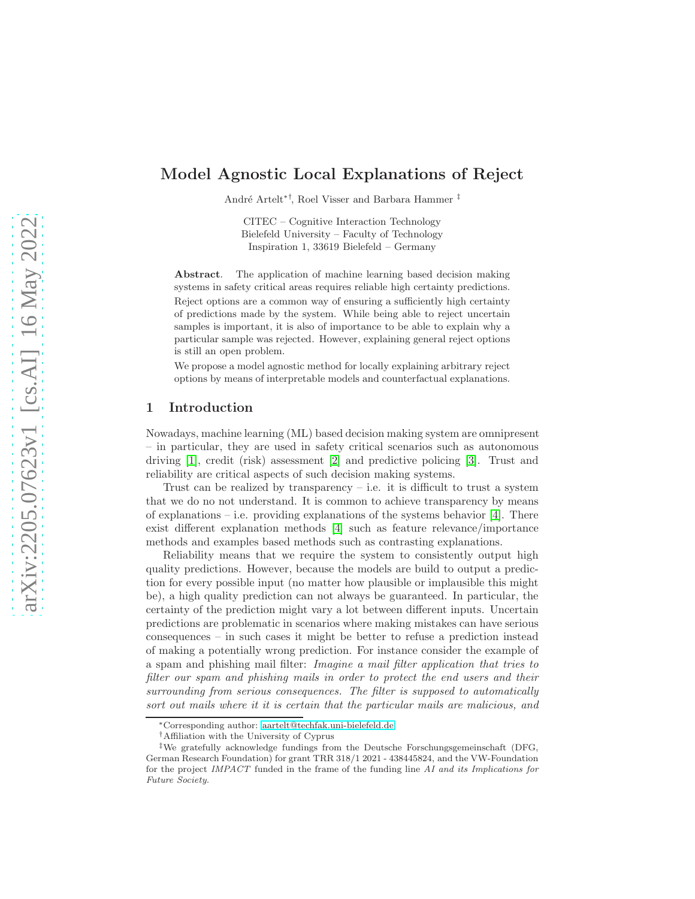# Model Agnostic Local Explanations of Reject

André Artelt*†, Roel Visser and Barbara Hammer ‡

CITEC – Cognitive Interaction Technology
Bielefeld University – Faculty of Technology
Inspiration 1, 33619 Bielefeld – Germany

**Abstract**. The application of machine learning based decision making systems in safety critical areas requires reliable high certainty predictions. Reject options are a common way of ensuring a sufficiently high certainty of predictions made by the system. While being able to reject uncertain samples is important, it is also of importance to be able to explain why a particular sample was rejected. However, explaining general reject options is still an open problem.

We propose a model agnostic method for locally explaining arbitrary reject options by means of interpretable models and counterfactual explanations.

## 1 Introduction

Nowadays, machine learning (ML) based decision making system are omnipresent – in particular, they are used in safety critical scenarios such as autonomous driving [1], credit (risk) assessment [2] and predictive policing [3]. Trust and reliability are critical aspects of such decision making systems.

Trust can be realized by transparency – i.e. it is difficult to trust a system that we do no not understand. It is common to achieve transparency by means of explanations – i.e. providing explanations of the systems behavior [4]. There exist different explanation methods [4] such as feature relevance/importance methods and examples based methods such as contrasting explanations.

Reliability means that we require the system to consistently output high quality predictions. However, because the models are build to output a prediction for every possible input (no matter how plausible or implausible this might be), a high quality prediction can not always be guaranteed. In particular, the certainty of the prediction might vary a lot between different inputs. Uncertain predictions are problematic in scenarios where making mistakes can have serious consequences – in such cases it might be better to refuse a prediction instead of making a potentially wrong prediction. For instance consider the example of a spam and phishing mail filter: *Imagine a mail filter application that tries to filter our spam and phishing mails in order to protect the end users and their surrounding from serious consequences. The filter is supposed to automatically sort out mails where it it is certain that the particular mails are malicious, and*

---

*Corresponding author: aartelt@techfak.uni-bielefeld.de

†Affiliation with the University of Cyprus

‡We gratefully acknowledge fundings from the Deutsche Forschungsgemeinschaft (DFG, German Research Foundation) for grant TRR 318/1 2021 - 438445824, and the VW-Foundation for the project *IMPACT* funded in the frame of the funding line *AI and its Implications for Future Society*.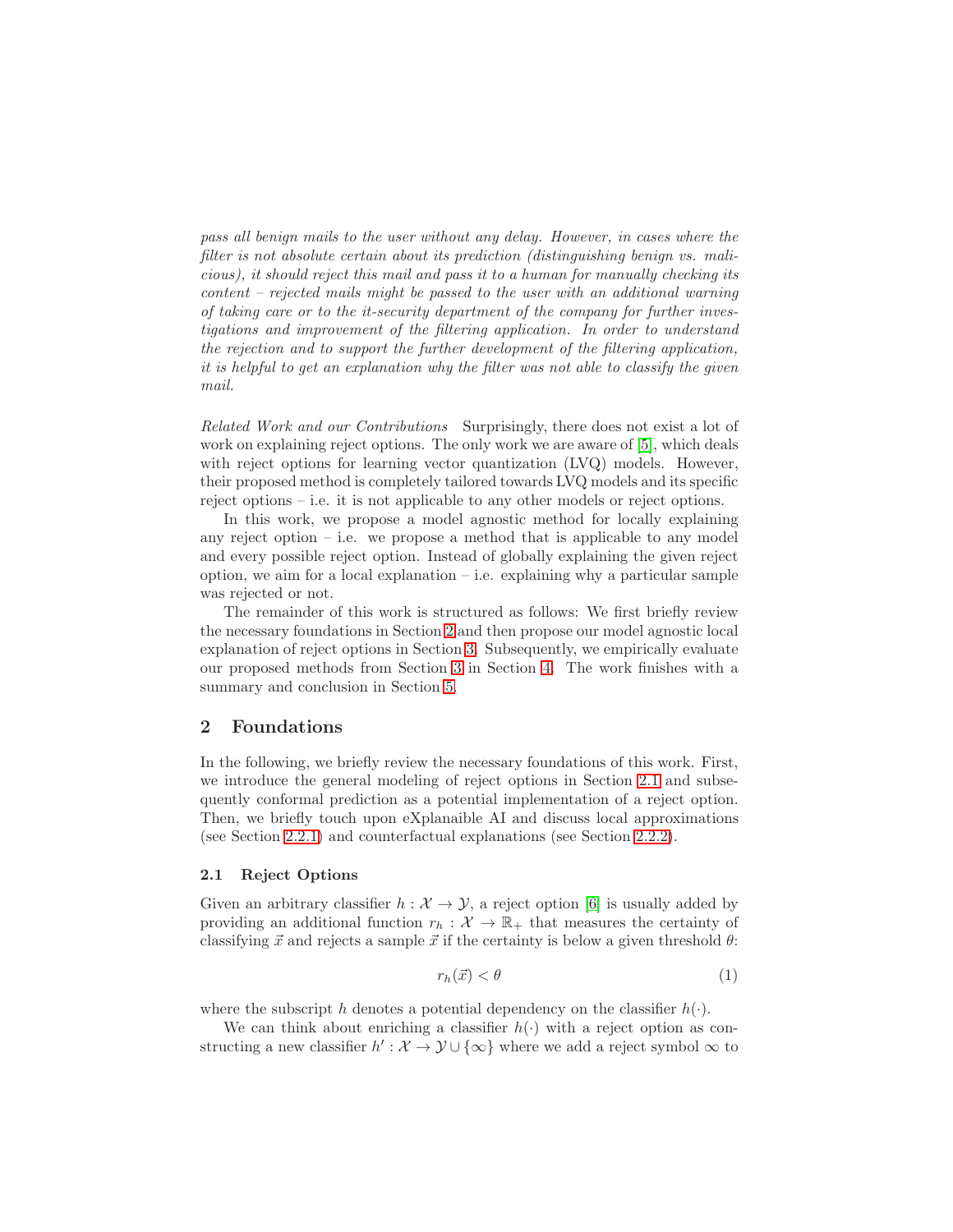*pass all benign mails to the user without any delay. However, in cases where the filter is not absolute certain about its prediction (distinguishing benign vs. malicious), it should reject this mail and pass it to a human for manually checking its content – rejected mails might be passed to the user with an additional warning of taking care or to the it-security department of the company for further investigations and improvement of the filtering application. In order to understand the rejection and to support the further development of the filtering application, it is helpful to get an explanation why the filter was not able to classify the given mail.*

*Related Work and our Contributions* Surprisingly, there does not exist a lot of work on explaining reject options. The only work we are aware of [5], which deals with reject options for learning vector quantization (LVQ) models. However, their proposed method is completely tailored towards LVQ models and its specific reject options – i.e. it is not applicable to any other models or reject options.

In this work, we propose a model agnostic method for locally explaining any reject option – i.e. we propose a method that is applicable to any model and every possible reject option. Instead of globally explaining the given reject option, we aim for a local explanation – i.e. explaining why a particular sample was rejected or not.

The remainder of this work is structured as follows: We first briefly review the necessary foundations in Section 2 and then propose our model agnostic local explanation of reject options in Section 3. Subsequently, we empirically evaluate our proposed methods from Section 3 in Section 4. The work finishes with a summary and conclusion in Section 5.

## 2 Foundations

In the following, we briefly review the necessary foundations of this work. First, we introduce the general modeling of reject options in Section 2.1 and subsequently conformal prediction as a potential implementation of a reject option. Then, we briefly touch upon eXplanaible AI and discuss local approximations (see Section 2.2.1) and counterfactual explanations (see Section 2.2.2).

### 2.1 Reject Options

Given an arbitrary classifier $h : \mathcal{X} \to \mathcal{Y}$, a reject option [6] is usually added by providing an additional function $r_h : \mathcal{X} \to \mathbb{R}_+$ that measures the certainty of classifying $\vec{x}$ and rejects a sample $\vec{x}$ if the certainty is below a given threshold $\theta$:

$$r_h(\vec{x}) < \theta \tag{1}$$

where the subscript $h$ denotes a potential dependency on the classifier $h(\cdot)$.

We can think about enriching a classifier $h(\cdot)$ with a reject option as constructing a new classifier $h' : \mathcal{X} \to \mathcal{Y} \cup \{\infty\}$ where we add a reject symbol $\infty$ to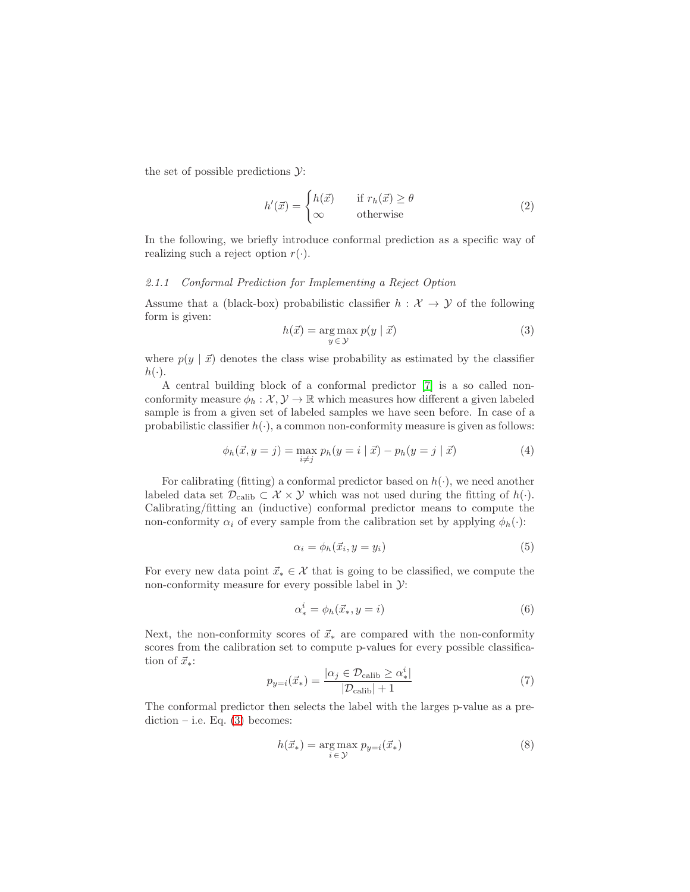the set of possible predictions $\mathcal{Y}$:

$$h'(\vec{x}) = \begin{cases} h(\vec{x}) & \text{if } r_h(\vec{x}) \geq \theta \\ \infty & \text{otherwise} \end{cases} \tag{2}$$

In the following, we briefly introduce conformal prediction as a specific way of realizing such a reject option $r(\cdot)$.

#### 2.1.1 Conformal Prediction for Implementing a Reject Option

Assume that a (black-box) probabilistic classifier $h : \mathcal{X} \to \mathcal{Y}$ of the following form is given:

$$h(\vec{x}) = \underset{y \,\in\, \mathcal{Y}}{\arg\max}\; p(y \mid \vec{x}) \tag{3}$$

where $p(y \mid \vec{x})$ denotes the class wise probability as estimated by the classifier $h(\cdot)$.

A central building block of a conformal predictor [7] is a so called non-conformity measure $\phi_h : \mathcal{X}, \mathcal{Y} \to \mathbb{R}$ which measures how different a given labeled sample is from a given set of labeled samples we have seen before. In case of a probabilistic classifier $h(\cdot)$, a common non-conformity measure is given as follows:

$$\phi_h(\vec{x}, y = j) = \max_{i \neq j} p_h(y = i \mid \vec{x}) - p_h(y = j \mid \vec{x}) \tag{4}$$

For calibrating (fitting) a conformal predictor based on $h(\cdot)$, we need another labeled data set $\mathcal{D}_{\text{calib}} \subset \mathcal{X} \times \mathcal{Y}$ which was not used during the fitting of $h(\cdot)$. Calibrating/fitting an (inductive) conformal predictor means to compute the non-conformity $\alpha_i$ of every sample from the calibration set by applying $\phi_h(\cdot)$:

$$\alpha_i = \phi_h(\vec{x}_i, y = y_i) \tag{5}$$

For every new data point $\vec{x}_* \in \mathcal{X}$ that is going to be classified, we compute the non-conformity measure for every possible label in $\mathcal{Y}$:

$$\alpha_*^i = \phi_h(\vec{x}_*, y = i) \tag{6}$$

Next, the non-conformity scores of $\vec{x}_*$ are compared with the non-conformity scores from the calibration set to compute p-values for every possible classification of $\vec{x}_*$:

$$p_{y=i}(\vec{x}_*) = \frac{|\alpha_j \in \mathcal{D}_{\text{calib}} \geq \alpha_*^i|}{|\mathcal{D}_{\text{calib}}| + 1} \tag{7}$$

The conformal predictor then selects the label with the larges p-value as a prediction – i.e. Eq. (3) becomes:

$$h(\vec{x}_*) = \underset{i \,\in\, \mathcal{Y}}{\arg\max}\; p_{y=i}(\vec{x}_*) \tag{8}$$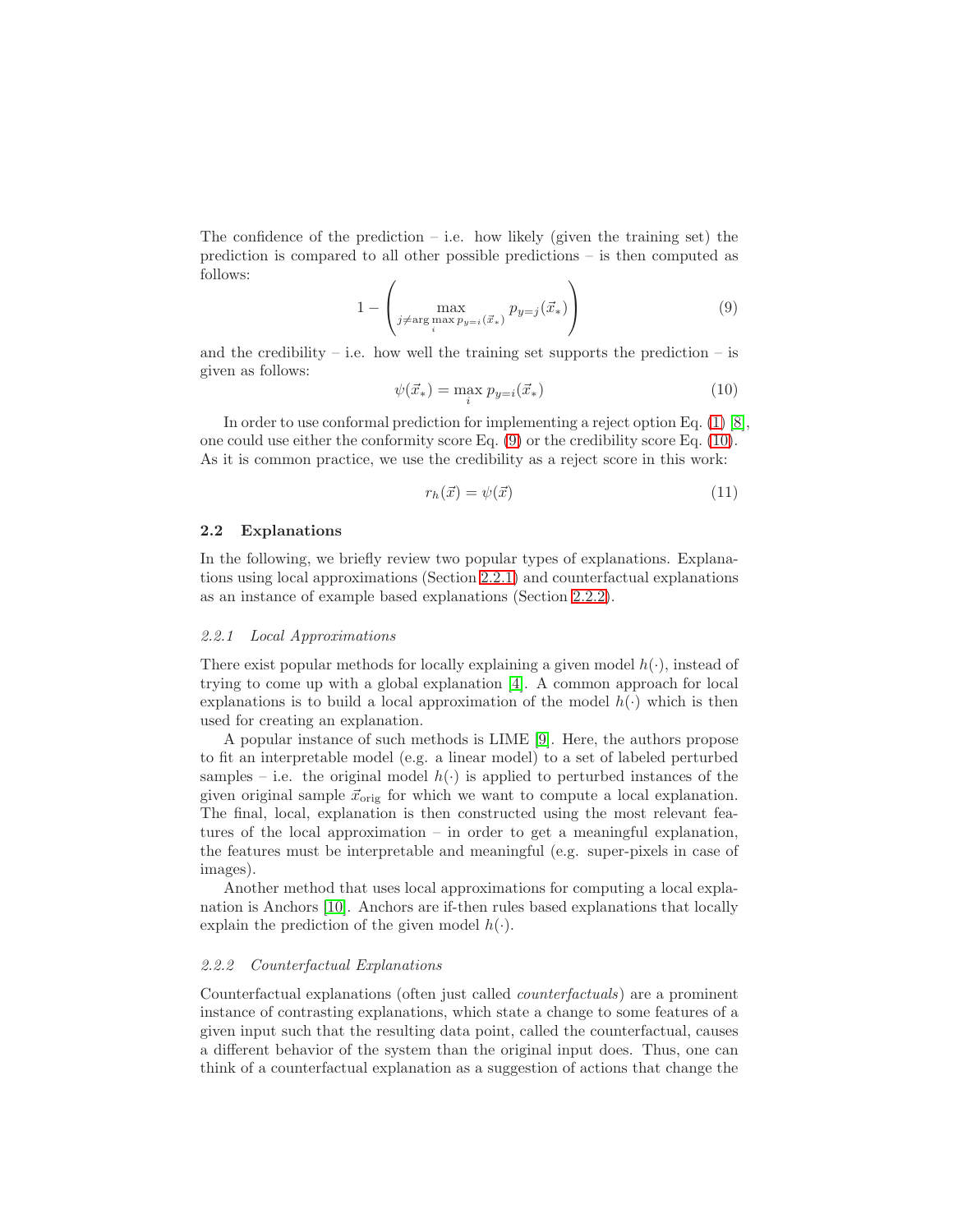The confidence of the prediction – i.e. how likely (given the training set) the prediction is compared to all other possible predictions – is then computed as follows:

$$1 - \left( \max_{j \neq \arg\max_i p_{y=i}(\vec{x}_*)} p_{y=j}(\vec{x}_*) \right) \tag{9}$$

and the credibility – i.e. how well the training set supports the prediction – is given as follows:

$$\psi(\vec{x}_*) = \max_i p_{y=i}(\vec{x}_*) \tag{10}$$

In order to use conformal prediction for implementing a reject option Eq. (1) [8], one could use either the conformity score Eq. (9) or the credibility score Eq. (10). As it is common practice, we use the credibility as a reject score in this work:

$$r_h(\vec{x}) = \psi(\vec{x}) \tag{11}$$

## 2.2 Explanations

In the following, we briefly review two popular types of explanations. Explanations using local approximations (Section 2.2.1) and counterfactual explanations as an instance of example based explanations (Section 2.2.2).

### *2.2.1 Local Approximations*

There exist popular methods for locally explaining a given model $h(\cdot)$, instead of trying to come up with a global explanation [4]. A common approach for local explanations is to build a local approximation of the model $h(\cdot)$ which is then used for creating an explanation.

A popular instance of such methods is LIME [9]. Here, the authors propose to fit an interpretable model (e.g. a linear model) to a set of labeled perturbed samples – i.e. the original model $h(\cdot)$ is applied to perturbed instances of the given original sample $\vec{x}_{\text{orig}}$ for which we want to compute a local explanation. The final, local, explanation is then constructed using the most relevant features of the local approximation – in order to get a meaningful explanation, the features must be interpretable and meaningful (e.g. super-pixels in case of images).

Another method that uses local approximations for computing a local explanation is Anchors [10]. Anchors are if-then rules based explanations that locally explain the prediction of the given model $h(\cdot)$.

### *2.2.2 Counterfactual Explanations*

Counterfactual explanations (often just called *counterfactuals*) are a prominent instance of contrasting explanations, which state a change to some features of a given input such that the resulting data point, called the counterfactual, causes a different behavior of the system than the original input does. Thus, one can think of a counterfactual explanation as a suggestion of actions that change the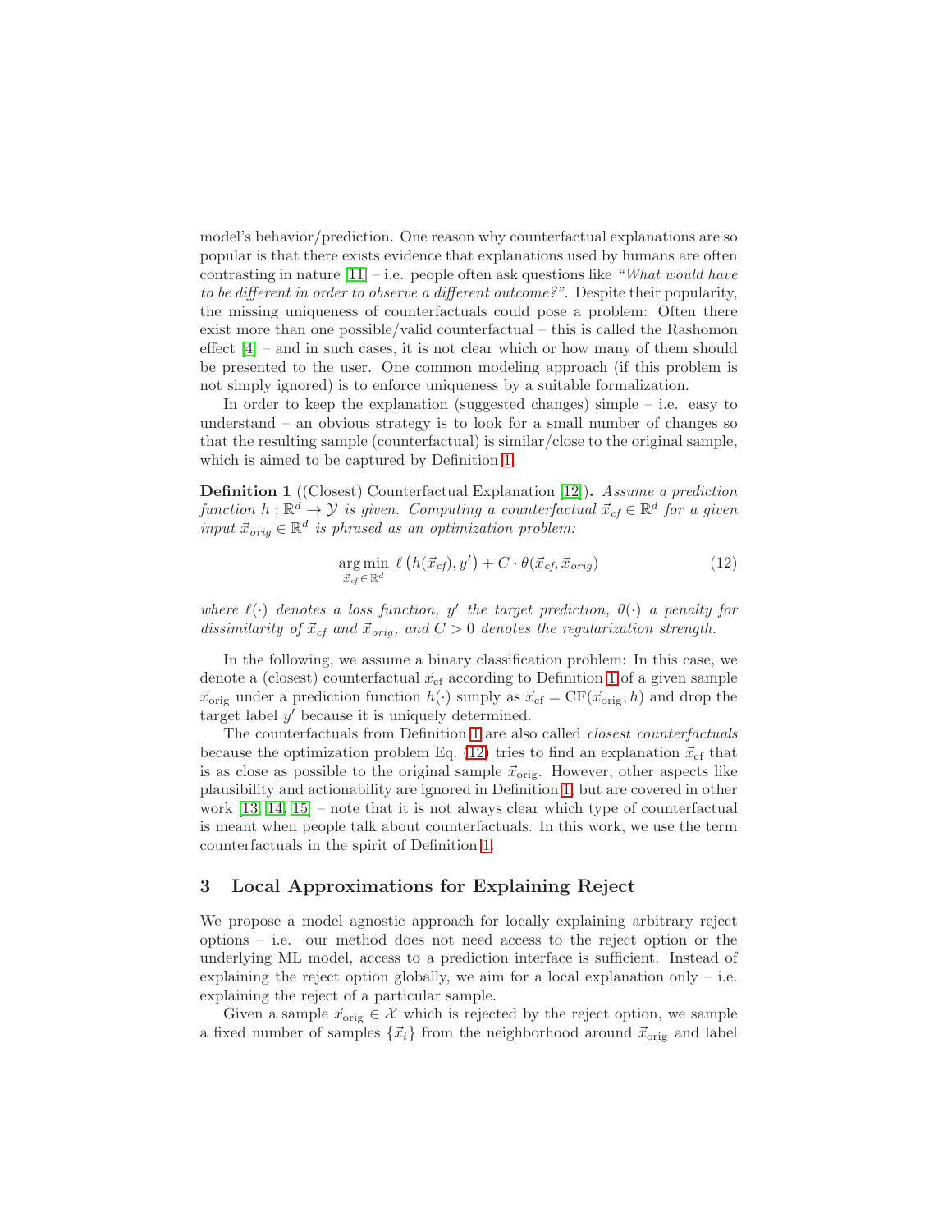model's behavior/prediction. One reason why counterfactual explanations are so popular is that there exists evidence that explanations used by humans are often contrasting in nature [11] – i.e. people often ask questions like *"What would have to be different in order to observe a different outcome?"*. Despite their popularity, the missing uniqueness of counterfactuals could pose a problem: Often there exist more than one possible/valid counterfactual – this is called the Rashomon effect [4] – and in such cases, it is not clear which or how many of them should be presented to the user. One common modeling approach (if this problem is not simply ignored) is to enforce uniqueness by a suitable formalization.

In order to keep the explanation (suggested changes) simple – i.e. easy to understand – an obvious strategy is to look for a small number of changes so that the resulting sample (counterfactual) is similar/close to the original sample, which is aimed to be captured by Definition 1.

**Definition 1** ((Closest) Counterfactual Explanation [12]). *Assume a prediction function $h : \mathbb{R}^d \to \mathcal{Y}$ is given. Computing a counterfactual $\vec{x}_{cf} \in \mathbb{R}^d$ for a given input $\vec{x}_{orig} \in \mathbb{R}^d$ is phrased as an optimization problem:*

$$\underset{\vec{x}_{cf} \in \mathbb{R}^d}{\arg\min} \; \ell\left(h(\vec{x}_{cf}), y'\right) + C \cdot \theta(\vec{x}_{cf}, \vec{x}_{orig}) \tag{12}$$

*where $\ell(\cdot)$ denotes a loss function, $y'$ the target prediction, $\theta(\cdot)$ a penalty for dissimilarity of $\vec{x}_{cf}$ and $\vec{x}_{orig}$, and $C > 0$ denotes the regularization strength.*

In the following, we assume a binary classification problem: In this case, we denote a (closest) counterfactual $\vec{x}_{\text{cf}}$ according to Definition 1 of a given sample $\vec{x}_{\text{orig}}$ under a prediction function $h(\cdot)$ simply as $\vec{x}_{\text{cf}} = \text{CF}(\vec{x}_{\text{orig}}, h)$ and drop the target label $y'$ because it is uniquely determined.

The counterfactuals from Definition 1 are also called *closest counterfactuals* because the optimization problem Eq. (12) tries to find an explanation $\vec{x}_{\text{cf}}$ that is as close as possible to the original sample $\vec{x}_{\text{orig}}$. However, other aspects like plausibility and actionability are ignored in Definition 1, but are covered in other work [13, 14, 15] – note that it is not always clear which type of counterfactual is meant when people talk about counterfactuals. In this work, we use the term counterfactuals in the spirit of Definition 1.

## 3 Local Approximations for Explaining Reject

We propose a model agnostic approach for locally explaining arbitrary reject options – i.e. our method does not need access to the reject option or the underlying ML model, access to a prediction interface is sufficient. Instead of explaining the reject option globally, we aim for a local explanation only – i.e. explaining the reject of a particular sample.

Given a sample $\vec{x}_{\text{orig}} \in \mathcal{X}$ which is rejected by the reject option, we sample a fixed number of samples $\{\vec{x}_i\}$ from the neighborhood around $\vec{x}_{\text{orig}}$ and label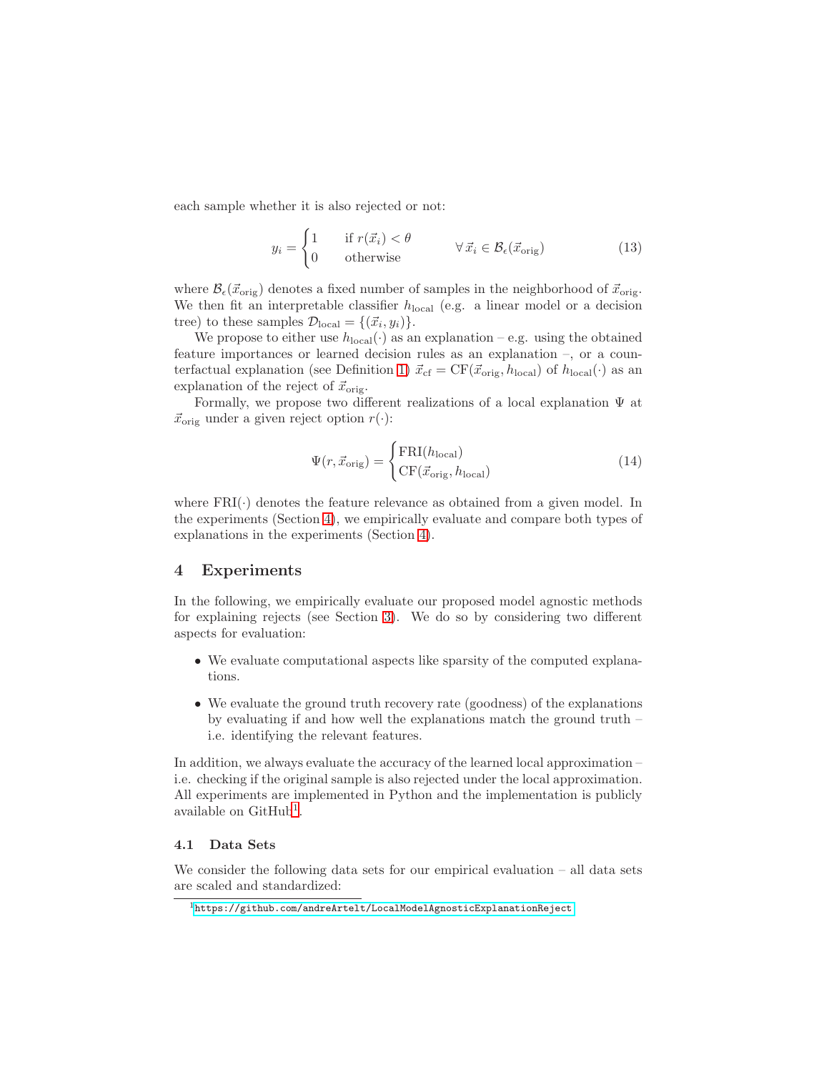each sample whether it is also rejected or not:

$$y_i = \begin{cases} 1 & \text{if } r(\vec{x}_i) < \theta \\ 0 & \text{otherwise} \end{cases} \qquad \forall\, \vec{x}_i \in \mathcal{B}_\epsilon(\vec{x}_{\text{orig}}) \tag{13}$$

where $\mathcal{B}_\epsilon(\vec{x}_{\text{orig}})$ denotes a fixed number of samples in the neighborhood of $\vec{x}_{\text{orig}}$. We then fit an interpretable classifier $h_{\text{local}}$ (e.g. a linear model or a decision tree) to these samples $\mathcal{D}_{\text{local}} = \{(\vec{x}_i, y_i)\}$.

We propose to either use $h_{\text{local}}(\cdot)$ as an explanation – e.g. using the obtained feature importances or learned decision rules as an explanation –, or a counterfactual explanation (see Definition 1) $\vec{x}_{\text{cf}} = \text{CF}(\vec{x}_{\text{orig}}, h_{\text{local}})$ of $h_{\text{local}}(\cdot)$ as an explanation of the reject of $\vec{x}_{\text{orig}}$.

Formally, we propose two different realizations of a local explanation $\Psi$ at $\vec{x}_{\text{orig}}$ under a given reject option $r(\cdot)$:

$$\Psi(r, \vec{x}_{\text{orig}}) = \begin{cases} \text{FRI}(h_{\text{local}}) \\ \text{CF}(\vec{x}_{\text{orig}}, h_{\text{local}}) \end{cases} \tag{14}$$

where $\text{FRI}(\cdot)$ denotes the feature relevance as obtained from a given model. In the experiments (Section 4), we empirically evaluate and compare both types of explanations in the experiments (Section 4).

## 4 Experiments

In the following, we empirically evaluate our proposed model agnostic methods for explaining rejects (see Section 3). We do so by considering two different aspects for evaluation:

- We evaluate computational aspects like sparsity of the computed explanations.
- We evaluate the ground truth recovery rate (goodness) of the explanations by evaluating if and how well the explanations match the ground truth – i.e. identifying the relevant features.

In addition, we always evaluate the accuracy of the learned local approximation – i.e. checking if the original sample is also rejected under the local approximation. All experiments are implemented in Python and the implementation is publicly available on GitHub[1].

### 4.1 Data Sets

We consider the following data sets for our empirical evaluation – all data sets are scaled and standardized:

[1] https://github.com/andreArtelt/LocalModelAgnosticExplanationReject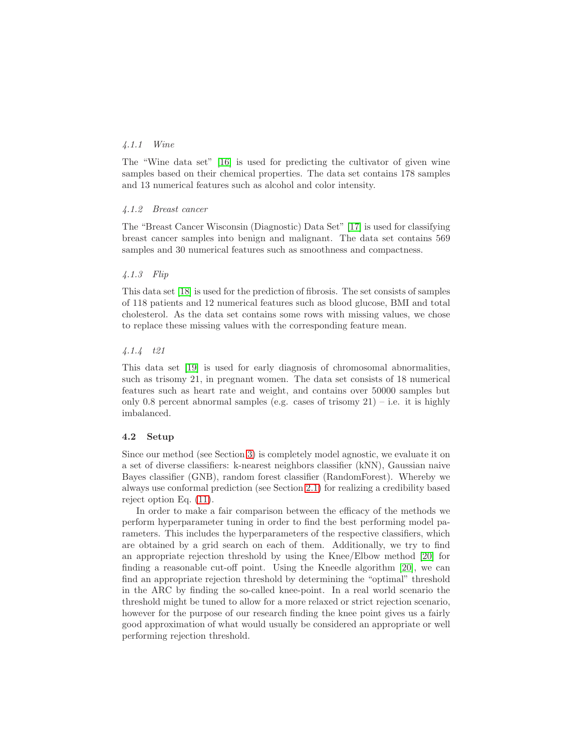#### 4.1.1 Wine

The "Wine data set" [16] is used for predicting the cultivator of given wine samples based on their chemical properties. The data set contains 178 samples and 13 numerical features such as alcohol and color intensity.

#### 4.1.2 Breast cancer

The "Breast Cancer Wisconsin (Diagnostic) Data Set" [17] is used for classifying breast cancer samples into benign and malignant. The data set contains 569 samples and 30 numerical features such as smoothness and compactness.

#### 4.1.3 Flip

This data set [18] is used for the prediction of fibrosis. The set consists of samples of 118 patients and 12 numerical features such as blood glucose, BMI and total cholesterol. As the data set contains some rows with missing values, we chose to replace these missing values with the corresponding feature mean.

#### 4.1.4 t21

This data set [19] is used for early diagnosis of chromosomal abnormalities, such as trisomy 21, in pregnant women. The data set consists of 18 numerical features such as heart rate and weight, and contains over 50000 samples but only 0.8 percent abnormal samples (e.g. cases of trisomy 21) – i.e. it is highly imbalanced.

### 4.2 Setup

Since our method (see Section 3) is completely model agnostic, we evaluate it on a set of diverse classifiers: k-nearest neighbors classifier (kNN), Gaussian naive Bayes classifier (GNB), random forest classifier (RandomForest). Whereby we always use conformal prediction (see Section 2.1) for realizing a credibility based reject option Eq. (11).

In order to make a fair comparison between the efficacy of the methods we perform hyperparameter tuning in order to find the best performing model parameters. This includes the hyperparameters of the respective classifiers, which are obtained by a grid search on each of them. Additionally, we try to find an appropriate rejection threshold by using the Knee/Elbow method [20] for finding a reasonable cut-off point. Using the Kneedle algorithm [20], we can find an appropriate rejection threshold by determining the "optimal" threshold in the ARC by finding the so-called knee-point. In a real world scenario the threshold might be tuned to allow for a more relaxed or strict rejection scenario, however for the purpose of our research finding the knee point gives us a fairly good approximation of what would usually be considered an appropriate or well performing rejection threshold.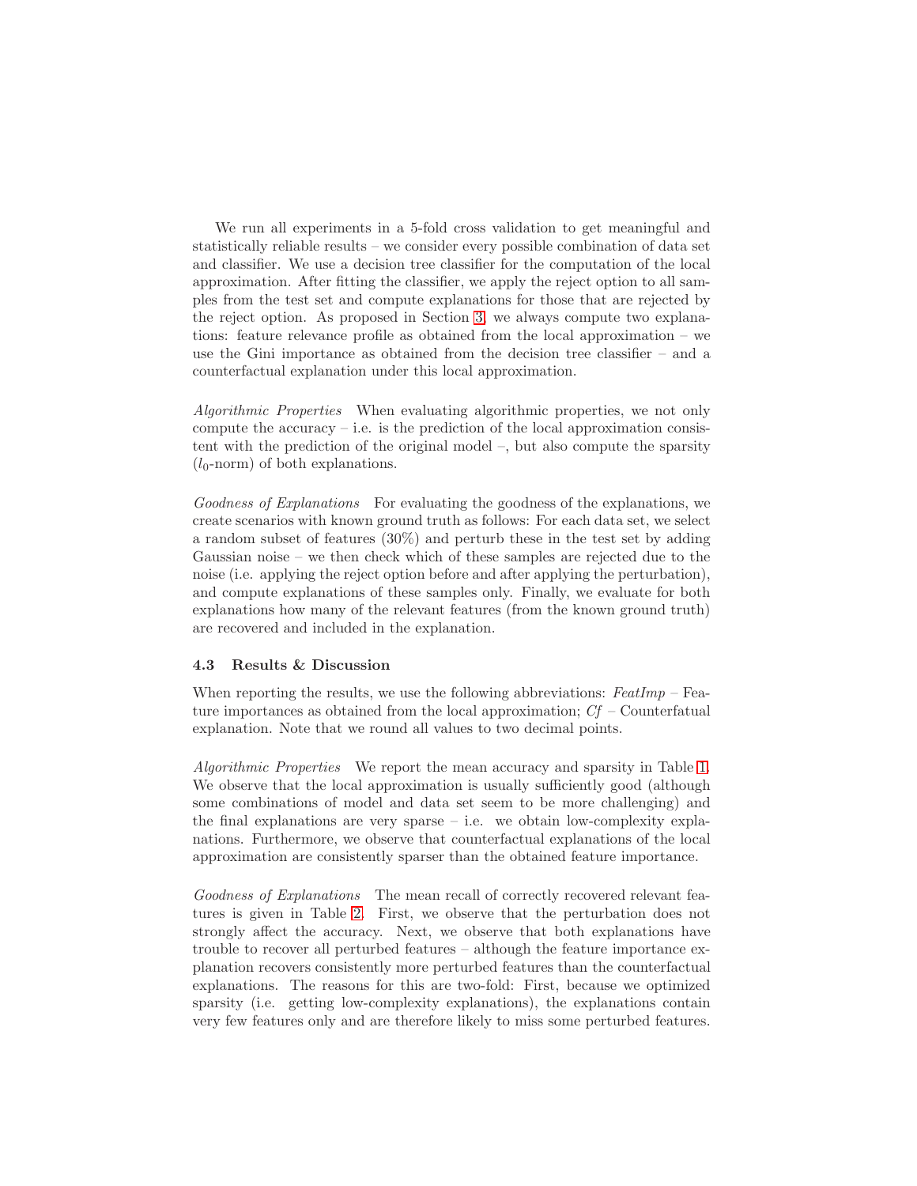We run all experiments in a 5-fold cross validation to get meaningful and statistically reliable results – we consider every possible combination of data set and classifier. We use a decision tree classifier for the computation of the local approximation. After fitting the classifier, we apply the reject option to all samples from the test set and compute explanations for those that are rejected by the reject option. As proposed in Section 3, we always compute two explanations: feature relevance profile as obtained from the local approximation – we use the Gini importance as obtained from the decision tree classifier – and a counterfactual explanation under this local approximation.

*Algorithmic Properties* When evaluating algorithmic properties, we not only compute the accuracy – i.e. is the prediction of the local approximation consistent with the prediction of the original model –, but also compute the sparsity ($l_0$-norm) of both explanations.

*Goodness of Explanations* For evaluating the goodness of the explanations, we create scenarios with known ground truth as follows: For each data set, we select a random subset of features (30%) and perturb these in the test set by adding Gaussian noise – we then check which of these samples are rejected due to the noise (i.e. applying the reject option before and after applying the perturbation), and compute explanations of these samples only. Finally, we evaluate for both explanations how many of the relevant features (from the known ground truth) are recovered and included in the explanation.

### 4.3 Results & Discussion

When reporting the results, we use the following abbreviations: *FeatImp* – Feature importances as obtained from the local approximation; *Cf* – Counterfatual explanation. Note that we round all values to two decimal points.

*Algorithmic Properties* We report the mean accuracy and sparsity in Table 1. We observe that the local approximation is usually sufficiently good (although some combinations of model and data set seem to be more challenging) and the final explanations are very sparse – i.e. we obtain low-complexity explanations. Furthermore, we observe that counterfactual explanations of the local approximation are consistently sparser than the obtained feature importance.

*Goodness of Explanations* The mean recall of correctly recovered relevant features is given in Table 2. First, we observe that the perturbation does not strongly affect the accuracy. Next, we observe that both explanations have trouble to recover all perturbed features – although the feature importance explanation recovers consistently more perturbed features than the counterfactual explanations. The reasons for this are two-fold: First, because we optimized sparsity (i.e. getting low-complexity explanations), the explanations contain very few features only and are therefore likely to miss some perturbed features.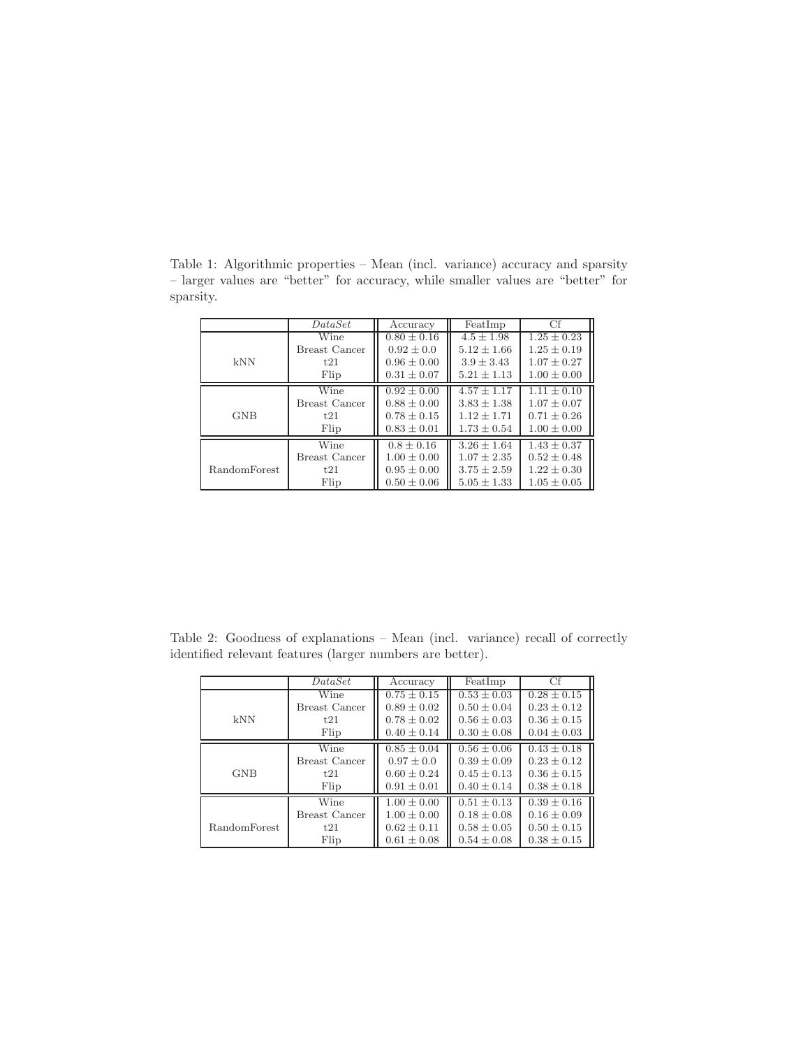Table 1: Algorithmic properties – Mean (incl. variance) accuracy and sparsity – larger values are "better" for accuracy, while smaller values are "better" for sparsity.

| | *DataSet* | Accuracy | FeatImp | Cf |
|---|---|---|---|---|
| kNN | Wine | $0.80 \pm 0.16$ | $4.5 \pm 1.98$ | $1.25 \pm 0.23$ |
| | Breast Cancer | $0.92 \pm 0.0$ | $5.12 \pm 1.66$ | $1.25 \pm 0.19$ |
| | t21 | $0.96 \pm 0.00$ | $3.9 \pm 3.43$ | $1.07 \pm 0.27$ |
| | Flip | $0.31 \pm 0.07$ | $5.21 \pm 1.13$ | $1.00 \pm 0.00$ |
| GNB | Wine | $0.92 \pm 0.00$ | $4.57 \pm 1.17$ | $1.11 \pm 0.10$ |
| | Breast Cancer | $0.88 \pm 0.00$ | $3.83 \pm 1.38$ | $1.07 \pm 0.07$ |
| | t21 | $0.78 \pm 0.15$ | $1.12 \pm 1.71$ | $0.71 \pm 0.26$ |
| | Flip | $0.83 \pm 0.01$ | $1.73 \pm 0.54$ | $1.00 \pm 0.00$ |
| RandomForest | Wine | $0.8 \pm 0.16$ | $3.26 \pm 1.64$ | $1.43 \pm 0.37$ |
| | Breast Cancer | $1.00 \pm 0.00$ | $1.07 \pm 2.35$ | $0.52 \pm 0.48$ |
| | t21 | $0.95 \pm 0.00$ | $3.75 \pm 2.59$ | $1.22 \pm 0.30$ |
| | Flip | $0.50 \pm 0.06$ | $5.05 \pm 1.33$ | $1.05 \pm 0.05$ |

Table 2: Goodness of explanations – Mean (incl. variance) recall of correctly identified relevant features (larger numbers are better).

| | *DataSet* | Accuracy | FeatImp | Cf |
|---|---|---|---|---|
| kNN | Wine | $0.75 \pm 0.15$ | $0.53 \pm 0.03$ | $0.28 \pm 0.15$ |
| | Breast Cancer | $0.89 \pm 0.02$ | $0.50 \pm 0.04$ | $0.23 \pm 0.12$ |
| | t21 | $0.78 \pm 0.02$ | $0.56 \pm 0.03$ | $0.36 \pm 0.15$ |
| | Flip | $0.40 \pm 0.14$ | $0.30 \pm 0.08$ | $0.04 \pm 0.03$ |
| GNB | Wine | $0.85 \pm 0.04$ | $0.56 \pm 0.06$ | $0.43 \pm 0.18$ |
| | Breast Cancer | $0.97 \pm 0.0$ | $0.39 \pm 0.09$ | $0.23 \pm 0.12$ |
| | t21 | $0.60 \pm 0.24$ | $0.45 \pm 0.13$ | $0.36 \pm 0.15$ |
| | Flip | $0.91 \pm 0.01$ | $0.40 \pm 0.14$ | $0.38 \pm 0.18$ |
| RandomForest | Wine | $1.00 \pm 0.00$ | $0.51 \pm 0.13$ | $0.39 \pm 0.16$ |
| | Breast Cancer | $1.00 \pm 0.00$ | $0.18 \pm 0.08$ | $0.16 \pm 0.09$ |
| | t21 | $0.62 \pm 0.11$ | $0.58 \pm 0.05$ | $0.50 \pm 0.15$ |
| | Flip | $0.61 \pm 0.08$ | $0.54 \pm 0.08$ | $0.38 \pm 0.15$ |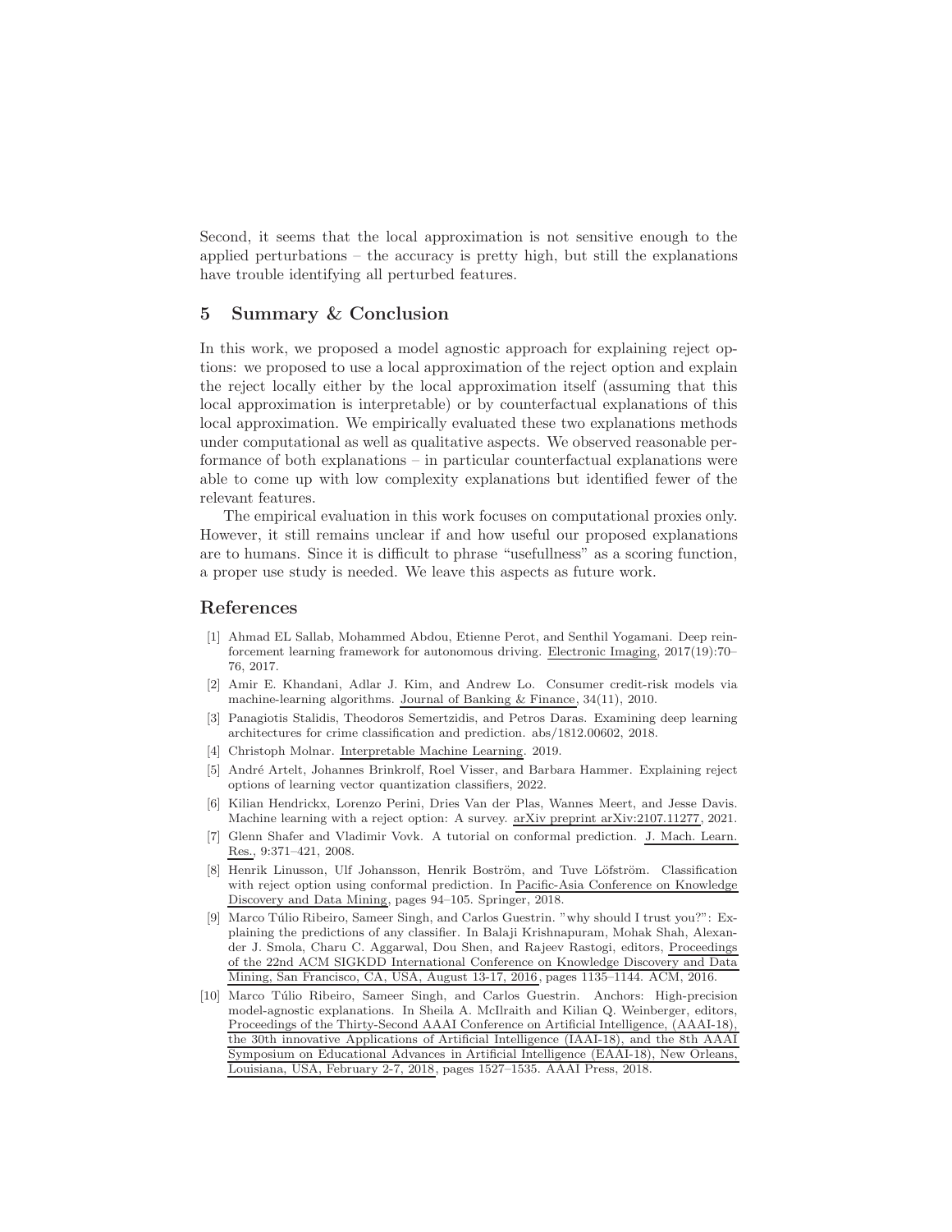Second, it seems that the local approximation is not sensitive enough to the applied perturbations – the accuracy is pretty high, but still the explanations have trouble identifying all perturbed features.

## 5 Summary & Conclusion

In this work, we proposed a model agnostic approach for explaining reject options: we proposed to use a local approximation of the reject option and explain the reject locally either by the local approximation itself (assuming that this local approximation is interpretable) or by counterfactual explanations of this local approximation. We empirically evaluated these two explanations methods under computational as well as qualitative aspects. We observed reasonable performance of both explanations – in particular counterfactual explanations were able to come up with low complexity explanations but identified fewer of the relevant features.

The empirical evaluation in this work focuses on computational proxies only. However, it still remains unclear if and how useful our proposed explanations are to humans. Since it is difficult to phrase "usefullness" as a scoring function, a proper use study is needed. We leave this aspects as future work.

## References

[1] Ahmad EL Sallab, Mohammed Abdou, Etienne Perot, and Senthil Yogamani. Deep reinforcement learning framework for autonomous driving. Electronic Imaging, 2017(19):70–76, 2017.

[2] Amir E. Khandani, Adlar J. Kim, and Andrew Lo. Consumer credit-risk models via machine-learning algorithms. Journal of Banking & Finance, 34(11), 2010.

[3] Panagiotis Stalidis, Theodoros Semertzidis, and Petros Daras. Examining deep learning architectures for crime classification and prediction. abs/1812.00602, 2018.

[4] Christoph Molnar. Interpretable Machine Learning. 2019.

[5] André Artelt, Johannes Brinkrolf, Roel Visser, and Barbara Hammer. Explaining reject options of learning vector quantization classifiers, 2022.

[6] Kilian Hendrickx, Lorenzo Perini, Dries Van der Plas, Wannes Meert, and Jesse Davis. Machine learning with a reject option: A survey. arXiv preprint arXiv:2107.11277, 2021.

[7] Glenn Shafer and Vladimir Vovk. A tutorial on conformal prediction. J. Mach. Learn. Res., 9:371–421, 2008.

[8] Henrik Linusson, Ulf Johansson, Henrik Boström, and Tuve Löfström. Classification with reject option using conformal prediction. In Pacific-Asia Conference on Knowledge Discovery and Data Mining, pages 94–105. Springer, 2018.

[9] Marco Túlio Ribeiro, Sameer Singh, and Carlos Guestrin. "why should I trust you?": Explaining the predictions of any classifier. In Balaji Krishnapuram, Mohak Shah, Alexander J. Smola, Charu C. Aggarwal, Dou Shen, and Rajeev Rastogi, editors, Proceedings of the 22nd ACM SIGKDD International Conference on Knowledge Discovery and Data Mining, San Francisco, CA, USA, August 13-17, 2016, pages 1135–1144. ACM, 2016.

[10] Marco Túlio Ribeiro, Sameer Singh, and Carlos Guestrin. Anchors: High-precision model-agnostic explanations. In Sheila A. McIlraith and Kilian Q. Weinberger, editors, Proceedings of the Thirty-Second AAAI Conference on Artificial Intelligence, (AAAI-18), the 30th innovative Applications of Artificial Intelligence (IAAI-18), and the 8th AAAI Symposium on Educational Advances in Artificial Intelligence (EAAI-18), New Orleans, Louisiana, USA, February 2-7, 2018, pages 1527–1535. AAAI Press, 2018.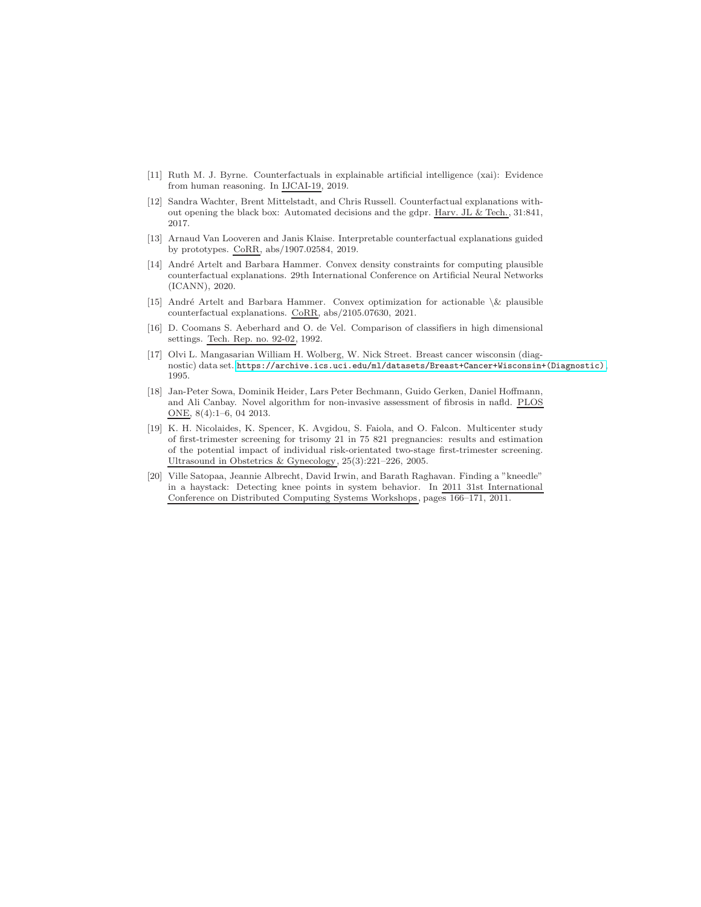[11] Ruth M. J. Byrne. Counterfactuals in explainable artificial intelligence (xai): Evidence from human reasoning. In IJCAI-19, 2019.

[12] Sandra Wachter, Brent Mittelstadt, and Chris Russell. Counterfactual explanations without opening the black box: Automated decisions and the gdpr. Harv. JL & Tech., 31:841, 2017.

[13] Arnaud Van Looveren and Janis Klaise. Interpretable counterfactual explanations guided by prototypes. CoRR, abs/1907.02584, 2019.

[14] André Artelt and Barbara Hammer. Convex density constraints for computing plausible counterfactual explanations. 29th International Conference on Artificial Neural Networks (ICANN), 2020.

[15] André Artelt and Barbara Hammer. Convex optimization for actionable \& plausible counterfactual explanations. CoRR, abs/2105.07630, 2021.

[16] D. Coomans S. Aeberhard and O. de Vel. Comparison of classifiers in high dimensional settings. Tech. Rep. no. 92-02, 1992.

[17] Olvi L. Mangasarian William H. Wolberg, W. Nick Street. Breast cancer wisconsin (diagnostic) data set. https://archive.ics.uci.edu/ml/datasets/Breast+Cancer+Wisconsin+(Diagnostic), 1995.

[18] Jan-Peter Sowa, Dominik Heider, Lars Peter Bechmann, Guido Gerken, Daniel Hoffmann, and Ali Canbay. Novel algorithm for non-invasive assessment of fibrosis in nafld. PLOS ONE, 8(4):1–6, 04 2013.

[19] K. H. Nicolaides, K. Spencer, K. Avgidou, S. Faiola, and O. Falcon. Multicenter study of first-trimester screening for trisomy 21 in 75 821 pregnancies: results and estimation of the potential impact of individual risk-orientated two-stage first-trimester screening. Ultrasound in Obstetrics & Gynecology, 25(3):221–226, 2005.

[20] Ville Satopaa, Jeannie Albrecht, David Irwin, and Barath Raghavan. Finding a "kneedle" in a haystack: Detecting knee points in system behavior. In 2011 31st International Conference on Distributed Computing Systems Workshops, pages 166–171, 2011.